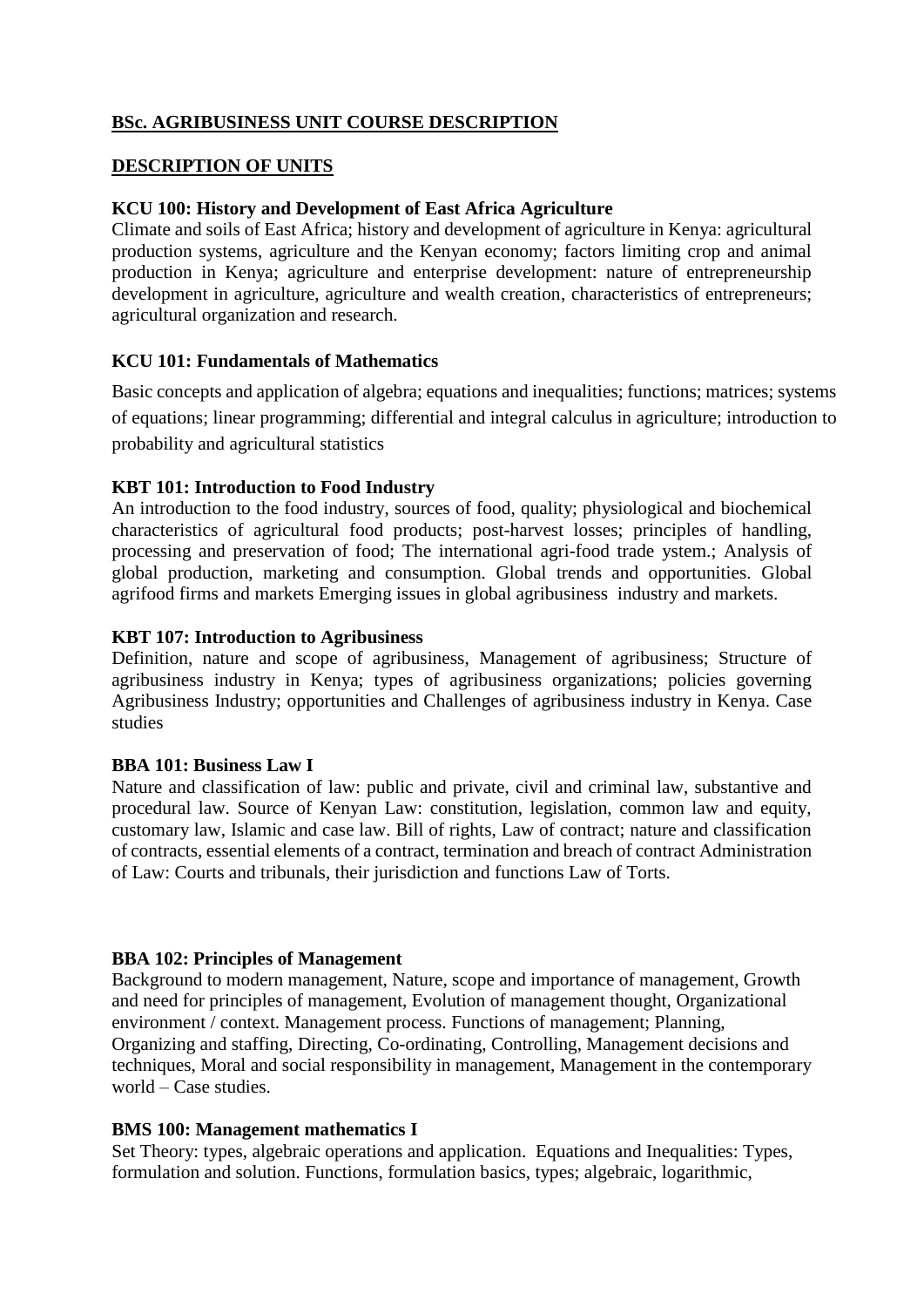## BSc. AGRIBUSINESS UNIT COURSE DESCRIPTION

## DESCRIPTION OF UNITS

### KCU 100: History and Development of East Africa Agriculture

Climate and soils of East Africa; history and development of agriculture in Kenya: agricultural production systems, agriculture and the Kenyan economy; factors limiting crop and animal production in Kenya; agriculture and enterprise development: nature of entrepreneurship development in agriculture, agriculture and wealth creation, characteristics of entrepreneurs; agricultural organization and research.

### KCU 101: Fundamentals of Mathematics

Basic concepts and application of algebra; equations and inequalities; functions; matrices; systems of equations; linear programming; differential and integral calculus in agriculture; introduction to probability and agricultural statistics

### KBT 101: Introduction to Food Industry

An introduction to the food industry, sources of food, quality; physiological and biochemical characteristics of agricultural food products; post-harvest losses; principles of handling, processing and preservation of food; The international agri-food trade ystem.; Analysis of global production, marketing and consumption. Global trends and opportunities. Global agrifood firms and markets Emerging issues in global agribusiness industry and markets.

### KBT 107: Introduction to Agribusiness

Definition, nature and scope of agribusiness, Management of agribusiness; Structure of agribusiness industry in Kenya; types of agribusiness organizations; policies governing Agribusiness Industry; opportunities and Challenges of agribusiness industry in Kenya. Case studies

### BBA 101: Business Law I

Nature and classification of law: public and private, civil and criminal law, substantive and procedural law. Source of Kenyan Law: constitution, legislation, common law and equity, customary law, Islamic and case law. Bill of rights, Law of contract; nature and classification of contracts, essential elements of a contract, termination and breach of contract Administration of Law: Courts and tribunals, their jurisdiction and functions Law of Torts.

### BBA 102: Principles of Management

Background to modern management, Nature, scope and importance of management, Growth and need for principles of management, Evolution of management thought, Organizational environment / context. Management process. Functions of management; Planning, Organizing and staffing, Directing, Co-ordinating, Controlling, Management decisions and techniques, Moral and social responsibility in management, Management in the contemporary world – Case studies.

### BMS 100: Management mathematics I

Set Theory: types, algebraic operations and application. Equations and Inequalities: Types, formulation and solution. Functions, formulation basics, types; algebraic, logarithmic,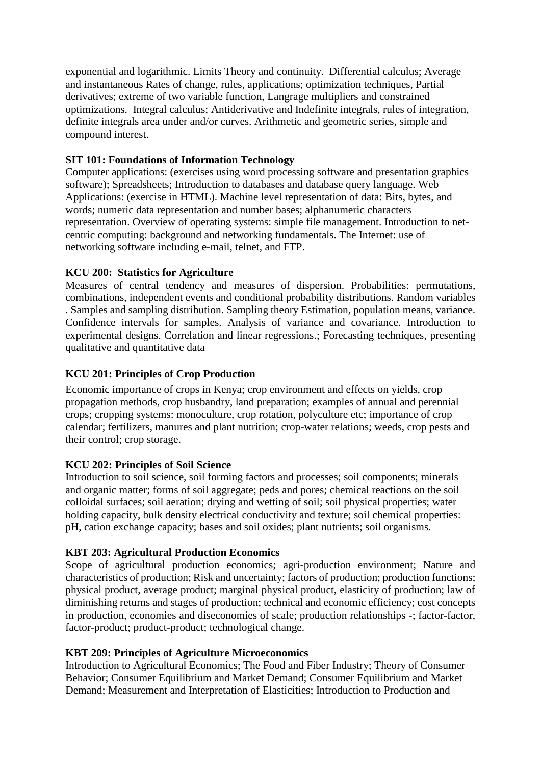exponential and logarithmic. Limits Theory and continuity. Differential calculus; Average and instantaneous Rates of change, rules, applications; optimization techniques, Partial derivatives; extreme of two variable function, Langrage multipliers and constrained optimizations. Integral calculus; Antiderivative and Indefinite integrals, rules of integration, definite integrals area under and/or curves. Arithmetic and geometric series, simple and compound interest.

**SIT 101: Foundations of Information Technology**
Computer applications: (exercises using word processing software and presentation graphics software); Spreadsheets; Introduction to databases and database query language. Web Applications: (exercise in HTML). Machine level representation of data: Bits, bytes, and words; numeric data representation and number bases; alphanumeric characters representation. Overview of operating systems: simple file management. Introduction to net-centric computing: background and networking fundamentals. The Internet: use of networking software including e-mail, telnet, and FTP.

**KCU 200: Statistics for Agriculture**
Measures of central tendency and measures of dispersion. Probabilities: permutations, combinations, independent events and conditional probability distributions. Random variables . Samples and sampling distribution. Sampling theory Estimation, population means, variance. Confidence intervals for samples. Analysis of variance and covariance. Introduction to experimental designs. Correlation and linear regressions.; Forecasting techniques, presenting qualitative and quantitative data

**KCU 201: Principles of Crop Production**

Economic importance of crops in Kenya; crop environment and effects on yields, crop propagation methods, crop husbandry, land preparation; examples of annual and perennial crops; cropping systems: monoculture, crop rotation, polyculture etc; importance of crop calendar; fertilizers, manures and plant nutrition; crop-water relations; weeds, crop pests and their control; crop storage.

**KCU 202: Principles of Soil Science**
Introduction to soil science, soil forming factors and processes; soil components; minerals and organic matter; forms of soil aggregate; peds and pores; chemical reactions on the soil colloidal surfaces; soil aeration; drying and wetting of soil; soil physical properties; water holding capacity, bulk density electrical conductivity and texture; soil chemical properties: pH, cation exchange capacity; bases and soil oxides; plant nutrients; soil organisms.

**KBT 203: Agricultural Production Economics**
Scope of agricultural production economics; agri-production environment; Nature and characteristics of production; Risk and uncertainty; factors of production; production functions; physical product, average product; marginal physical product, elasticity of production; law of diminishing returns and stages of production; technical and economic efficiency; cost concepts in production, economies and diseconomies of scale; production relationships -; factor-factor, factor-product; product-product; technological change.

**KBT 209: Principles of Agriculture Microeconomics**
Introduction to Agricultural Economics; The Food and Fiber Industry; Theory of Consumer Behavior; Consumer Equilibrium and Market Demand; Consumer Equilibrium and Market Demand; Measurement and Interpretation of Elasticities; Introduction to Production and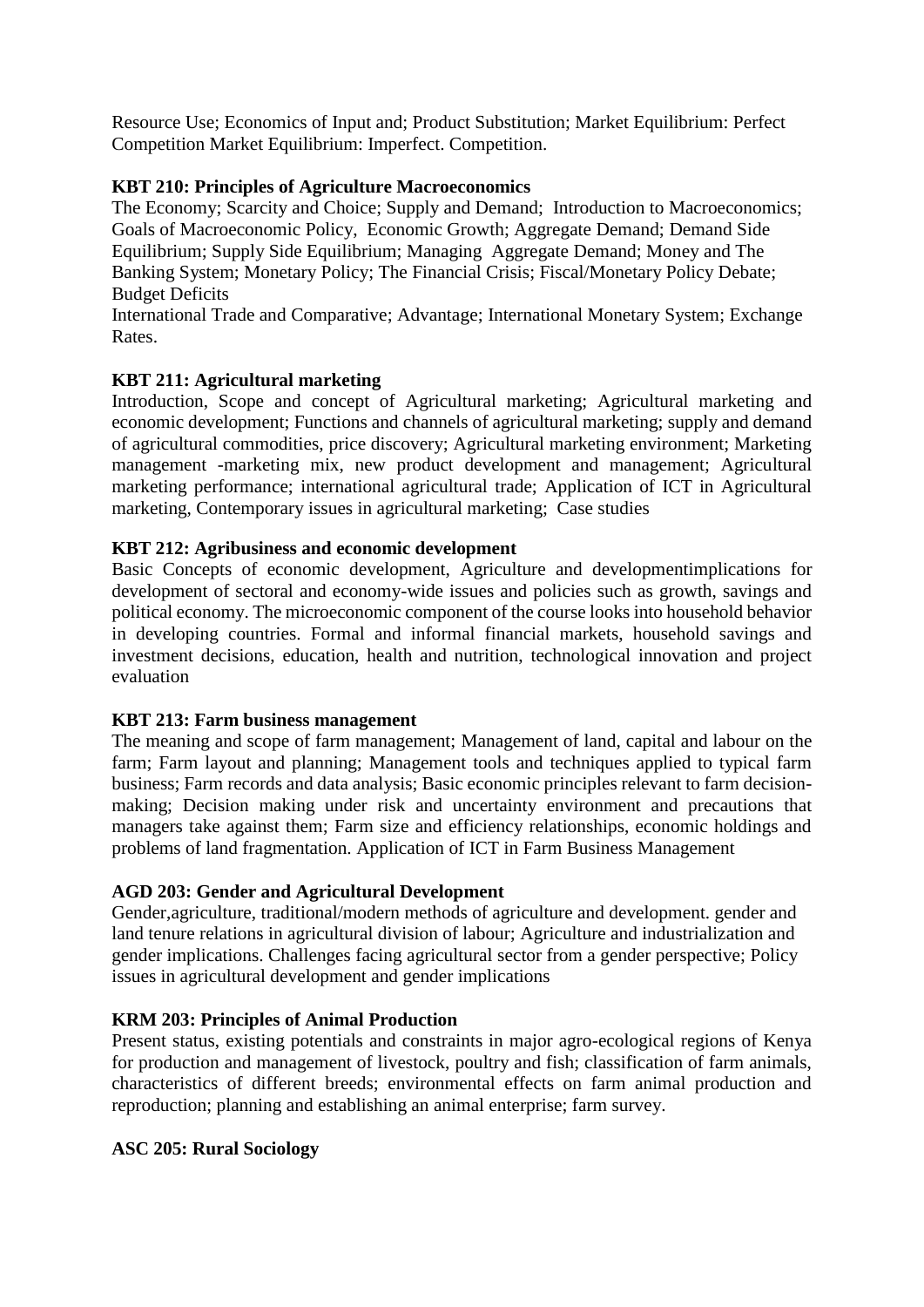Resource Use; Economics of Input and; Product Substitution; Market Equilibrium: Perfect Competition Market Equilibrium: Imperfect. Competition.

**KBT 210: Principles of Agriculture Macroeconomics**

The Economy; Scarcity and Choice; Supply and Demand; Introduction to Macroeconomics; Goals of Macroeconomic Policy, Economic Growth; Aggregate Demand; Demand Side Equilibrium; Supply Side Equilibrium; Managing Aggregate Demand; Money and The Banking System; Monetary Policy; The Financial Crisis; Fiscal/Monetary Policy Debate; Budget Deficits

International Trade and Comparative; Advantage; International Monetary System; Exchange Rates.

**KBT 211: Agricultural marketing**

Introduction, Scope and concept of Agricultural marketing; Agricultural marketing and economic development; Functions and channels of agricultural marketing; supply and demand of agricultural commodities, price discovery; Agricultural marketing environment; Marketing management -marketing mix, new product development and management; Agricultural marketing performance; international agricultural trade; Application of ICT in Agricultural marketing, Contemporary issues in agricultural marketing; Case studies

**KBT 212: Agribusiness and economic development**

Basic Concepts of economic development, Agriculture and developmentimplications for development of sectoral and economy-wide issues and policies such as growth, savings and political economy. The microeconomic component of the course looks into household behavior in developing countries. Formal and informal financial markets, household savings and investment decisions, education, health and nutrition, technological innovation and project evaluation

**KBT 213: Farm business management**

The meaning and scope of farm management; Management of land, capital and labour on the farm; Farm layout and planning; Management tools and techniques applied to typical farm business; Farm records and data analysis; Basic economic principles relevant to farm decision-making; Decision making under risk and uncertainty environment and precautions that managers take against them; Farm size and efficiency relationships, economic holdings and problems of land fragmentation. Application of ICT in Farm Business Management

**AGD 203: Gender and Agricultural Development**

Gender,agriculture, traditional/modern methods of agriculture and development. gender and land tenure relations in agricultural division of labour; Agriculture and industrialization and gender implications. Challenges facing agricultural sector from a gender perspective; Policy issues in agricultural development and gender implications

**KRM 203: Principles of Animal Production**

Present status, existing potentials and constraints in major agro-ecological regions of Kenya for production and management of livestock, poultry and fish; classification of farm animals, characteristics of different breeds; environmental effects on farm animal production and reproduction; planning and establishing an animal enterprise; farm survey.

**ASC 205: Rural Sociology**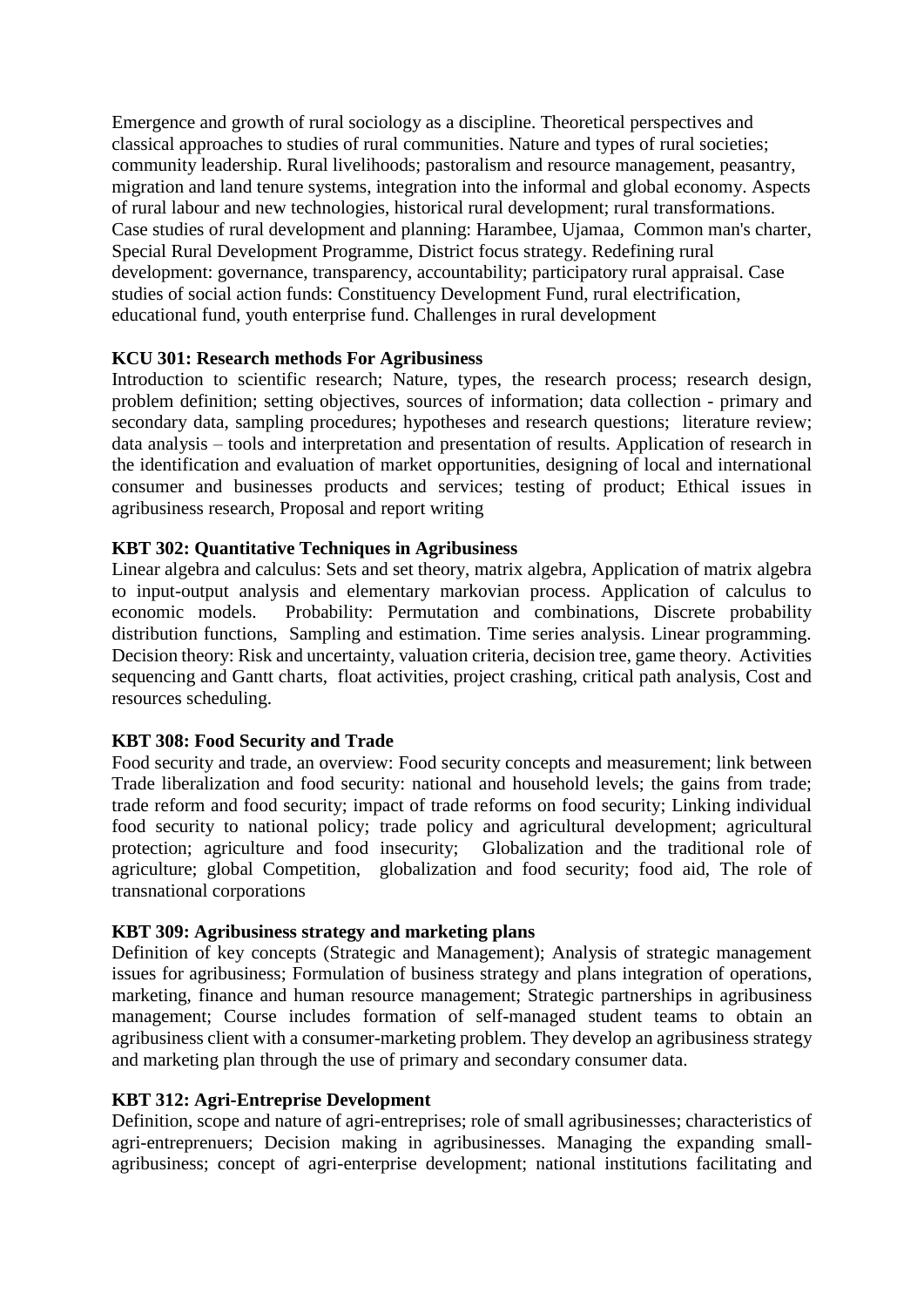Emergence and growth of rural sociology as a discipline. Theoretical perspectives and classical approaches to studies of rural communities. Nature and types of rural societies; community leadership. Rural livelihoods; pastoralism and resource management, peasantry, migration and land tenure systems, integration into the informal and global economy. Aspects of rural labour and new technologies, historical rural development; rural transformations. Case studies of rural development and planning: Harambee, Ujamaa, Common man's charter, Special Rural Development Programme, District focus strategy. Redefining rural development: governance, transparency, accountability; participatory rural appraisal. Case studies of social action funds: Constituency Development Fund, rural electrification, educational fund, youth enterprise fund. Challenges in rural development

**KCU 301: Research methods For Agribusiness**

Introduction to scientific research; Nature, types, the research process; research design, problem definition; setting objectives, sources of information; data collection - primary and secondary data, sampling procedures; hypotheses and research questions; literature review; data analysis – tools and interpretation and presentation of results. Application of research in the identification and evaluation of market opportunities, designing of local and international consumer and businesses products and services; testing of product; Ethical issues in agribusiness research, Proposal and report writing

**KBT 302: Quantitative Techniques in Agribusiness**

Linear algebra and calculus: Sets and set theory, matrix algebra, Application of matrix algebra to input-output analysis and elementary markovian process. Application of calculus to economic models. Probability: Permutation and combinations, Discrete probability distribution functions, Sampling and estimation. Time series analysis. Linear programming. Decision theory: Risk and uncertainty, valuation criteria, decision tree, game theory. Activities sequencing and Gantt charts, float activities, project crashing, critical path analysis, Cost and resources scheduling.

**KBT 308: Food Security and Trade**

Food security and trade, an overview: Food security concepts and measurement; link between Trade liberalization and food security: national and household levels; the gains from trade; trade reform and food security; impact of trade reforms on food security; Linking individual food security to national policy; trade policy and agricultural development; agricultural protection; agriculture and food insecurity; Globalization and the traditional role of agriculture; global Competition, globalization and food security; food aid, The role of transnational corporations

**KBT 309: Agribusiness strategy and marketing plans**

Definition of key concepts (Strategic and Management); Analysis of strategic management issues for agribusiness; Formulation of business strategy and plans integration of operations, marketing, finance and human resource management; Strategic partnerships in agribusiness management; Course includes formation of self-managed student teams to obtain an agribusiness client with a consumer-marketing problem. They develop an agribusiness strategy and marketing plan through the use of primary and secondary consumer data.

**KBT 312: Agri-Entreprise Development**

Definition, scope and nature of agri-entreprises; role of small agribusinesses; characteristics of agri-entreprenuers; Decision making in agribusinesses. Managing the expanding small-agribusiness; concept of agri-enterprise development; national institutions facilitating and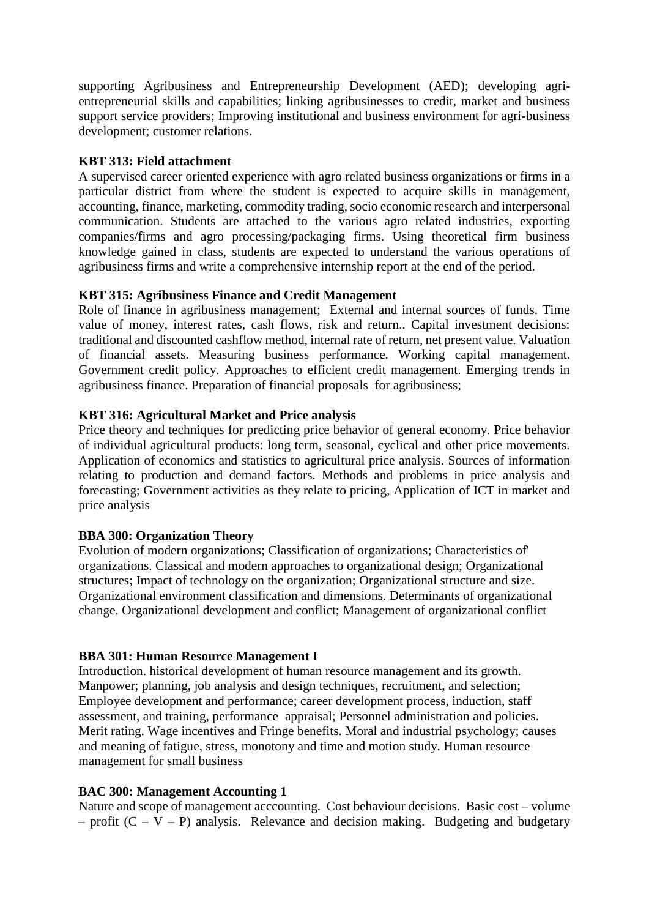supporting Agribusiness and Entrepreneurship Development (AED); developing agri-entrepreneurial skills and capabilities; linking agribusinesses to credit, market and business support service providers; Improving institutional and business environment for agri-business development; customer relations.

**KBT 313: Field attachment**

A supervised career oriented experience with agro related business organizations or firms in a particular district from where the student is expected to acquire skills in management, accounting, finance, marketing, commodity trading, socio economic research and interpersonal communication. Students are attached to the various agro related industries, exporting companies/firms and agro processing/packaging firms. Using theoretical firm business knowledge gained in class, students are expected to understand the various operations of agribusiness firms and write a comprehensive internship report at the end of the period.

**KBT 315: Agribusiness Finance and Credit Management**

Role of finance in agribusiness management; External and internal sources of funds. Time value of money, interest rates, cash flows, risk and return.. Capital investment decisions: traditional and discounted cashflow method, internal rate of return, net present value. Valuation of financial assets. Measuring business performance. Working capital management. Government credit policy. Approaches to efficient credit management. Emerging trends in agribusiness finance. Preparation of financial proposals for agribusiness;

**KBT 316: Agricultural Market and Price analysis**

Price theory and techniques for predicting price behavior of general economy. Price behavior of individual agricultural products: long term, seasonal, cyclical and other price movements. Application of economics and statistics to agricultural price analysis. Sources of information relating to production and demand factors. Methods and problems in price analysis and forecasting; Government activities as they relate to pricing, Application of ICT in market and price analysis

**BBA 300: Organization Theory**

Evolution of modern organizations; Classification of organizations; Characteristics of' organizations. Classical and modern approaches to organizational design; Organizational structures; Impact of technology on the organization; Organizational structure and size. Organizational environment classification and dimensions. Determinants of organizational change. Organizational development and conflict; Management of organizational conflict

**BBA 301: Human Resource Management I**

Introduction. historical development of human resource management and its growth. Manpower; planning, job analysis and design techniques, recruitment, and selection; Employee development and performance; career development process, induction, staff assessment, and training, performance appraisal; Personnel administration and policies. Merit rating. Wage incentives and Fringe benefits. Moral and industrial psychology; causes and meaning of fatigue, stress, monotony and time and motion study. Human resource management for small business

**BAC 300: Management Accounting 1**

Nature and scope of management acccounting. Cost behaviour decisions. Basic cost – volume – profit (C – V – P) analysis. Relevance and decision making. Budgeting and budgetary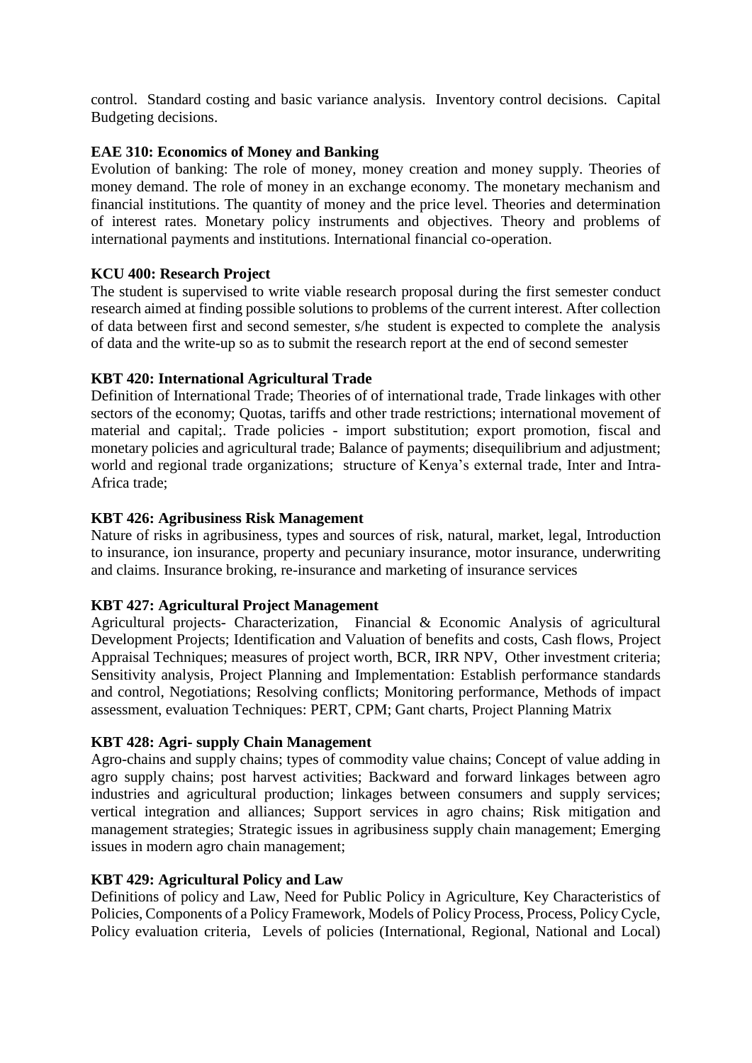control. Standard costing and basic variance analysis. Inventory control decisions. Capital Budgeting decisions.

**EAE 310: Economics of Money and Banking**

Evolution of banking: The role of money, money creation and money supply. Theories of money demand. The role of money in an exchange economy. The monetary mechanism and financial institutions. The quantity of money and the price level. Theories and determination of interest rates. Monetary policy instruments and objectives. Theory and problems of international payments and institutions. International financial co-operation.

**KCU 400: Research Project**

The student is supervised to write viable research proposal during the first semester conduct research aimed at finding possible solutions to problems of the current interest. After collection of data between first and second semester, s/he student is expected to complete the analysis of data and the write-up so as to submit the research report at the end of second semester

**KBT 420: International Agricultural Trade**

Definition of International Trade; Theories of of international trade, Trade linkages with other sectors of the economy; Quotas, tariffs and other trade restrictions; international movement of material and capital;. Trade policies - import substitution; export promotion, fiscal and monetary policies and agricultural trade; Balance of payments; disequilibrium and adjustment; world and regional trade organizations; structure of Kenya's external trade, Inter and Intra-Africa trade;

**KBT 426: Agribusiness Risk Management**

Nature of risks in agribusiness, types and sources of risk, natural, market, legal, Introduction to insurance, ion insurance, property and pecuniary insurance, motor insurance, underwriting and claims. Insurance broking, re-insurance and marketing of insurance services

**KBT 427: Agricultural Project Management**

Agricultural projects- Characterization, Financial & Economic Analysis of agricultural Development Projects; Identification and Valuation of benefits and costs, Cash flows, Project Appraisal Techniques; measures of project worth, BCR, IRR NPV, Other investment criteria; Sensitivity analysis, Project Planning and Implementation: Establish performance standards and control, Negotiations; Resolving conflicts; Monitoring performance, Methods of impact assessment, evaluation Techniques: PERT, CPM; Gant charts, Project Planning Matrix

**KBT 428: Agri- supply Chain Management**

Agro-chains and supply chains; types of commodity value chains; Concept of value adding in agro supply chains; post harvest activities; Backward and forward linkages between agro industries and agricultural production; linkages between consumers and supply services; vertical integration and alliances; Support services in agro chains; Risk mitigation and management strategies; Strategic issues in agribusiness supply chain management; Emerging issues in modern agro chain management;

**KBT 429: Agricultural Policy and Law**

Definitions of policy and Law, Need for Public Policy in Agriculture, Key Characteristics of Policies, Components of a Policy Framework, Models of Policy Process, Process, Policy Cycle, Policy evaluation criteria, Levels of policies (International, Regional, National and Local)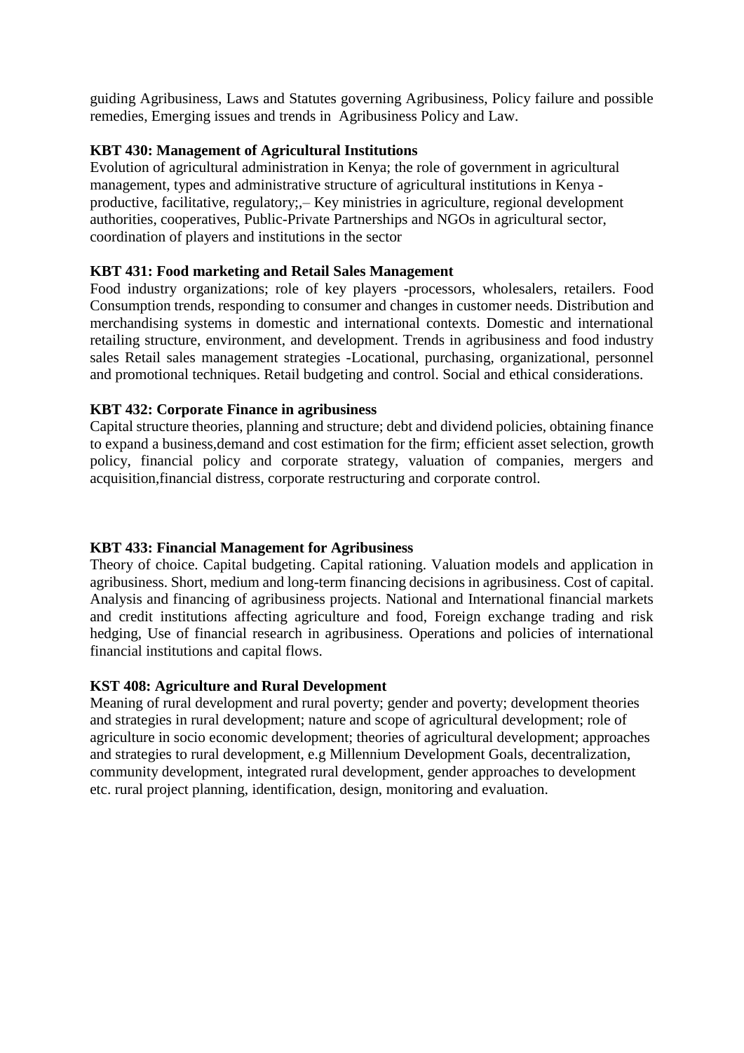guiding Agribusiness, Laws and Statutes governing Agribusiness, Policy failure and possible remedies, Emerging issues and trends in Agribusiness Policy and Law.

**KBT 430: Management of Agricultural Institutions**

Evolution of agricultural administration in Kenya; the role of government in agricultural management, types and administrative structure of agricultural institutions in Kenya - productive, facilitative, regulatory;,– Key ministries in agriculture, regional development authorities, cooperatives, Public-Private Partnerships and NGOs in agricultural sector, coordination of players and institutions in the sector

**KBT 431: Food marketing and Retail Sales Management**

Food industry organizations; role of key players -processors, wholesalers, retailers. Food Consumption trends, responding to consumer and changes in customer needs. Distribution and merchandising systems in domestic and international contexts. Domestic and international retailing structure, environment, and development. Trends in agribusiness and food industry sales Retail sales management strategies -Locational, purchasing, organizational, personnel and promotional techniques. Retail budgeting and control. Social and ethical considerations.

**KBT 432: Corporate Finance in agribusiness**

Capital structure theories, planning and structure; debt and dividend policies, obtaining finance to expand a business,demand and cost estimation for the firm; efficient asset selection, growth policy, financial policy and corporate strategy, valuation of companies, mergers and acquisition,financial distress, corporate restructuring and corporate control.

**KBT 433: Financial Management for Agribusiness**

Theory of choice. Capital budgeting. Capital rationing. Valuation models and application in agribusiness. Short, medium and long-term financing decisions in agribusiness. Cost of capital. Analysis and financing of agribusiness projects. National and International financial markets and credit institutions affecting agriculture and food, Foreign exchange trading and risk hedging, Use of financial research in agribusiness. Operations and policies of international financial institutions and capital flows.

**KST 408: Agriculture and Rural Development**

Meaning of rural development and rural poverty; gender and poverty; development theories and strategies in rural development; nature and scope of agricultural development; role of agriculture in socio economic development; theories of agricultural development; approaches and strategies to rural development, e.g Millennium Development Goals, decentralization, community development, integrated rural development, gender approaches to development etc. rural project planning, identification, design, monitoring and evaluation.